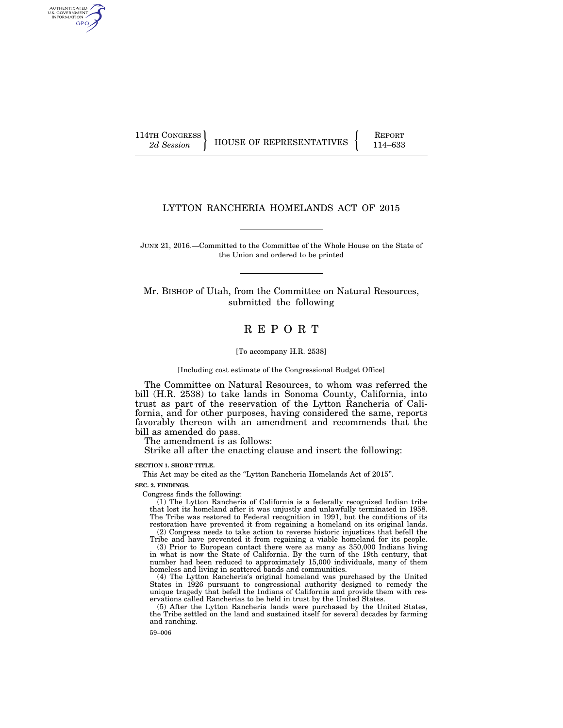114TH CONGRESS
*2d Session*

HOUSE OF REPRESENTATIVES

REPORT
114–633

# LYTTON RANCHERIA HOMELANDS ACT OF 2015

JUNE 21, 2016.—Committed to the Committee of the Whole House on the State of the Union and ordered to be printed

Mr. BISHOP of Utah, from the Committee on Natural Resources, submitted the following

# R E P O R T

[To accompany H.R. 2538]

[Including cost estimate of the Congressional Budget Office]

The Committee on Natural Resources, to whom was referred the bill (H.R. 2538) to take lands in Sonoma County, California, into trust as part of the reservation of the Lytton Rancheria of California, and for other purposes, having considered the same, reports favorably thereon with an amendment and recommends that the bill as amended do pass.

The amendment is as follows:

Strike all after the enacting clause and insert the following:

**SECTION 1. SHORT TITLE.**

This Act may be cited as the "Lytton Rancheria Homelands Act of 2015".

**SEC. 2. FINDINGS.**

Congress finds the following:

(1) The Lytton Rancheria of California is a federally recognized Indian tribe that lost its homeland after it was unjustly and unlawfully terminated in 1958. The Tribe was restored to Federal recognition in 1991, but the conditions of its restoration have prevented it from regaining a homeland on its original lands.

(2) Congress needs to take action to reverse historic injustices that befell the Tribe and have prevented it from regaining a viable homeland for its people.

(3) Prior to European contact there were as many as 350,000 Indians living in what is now the State of California. By the turn of the 19th century, that number had been reduced to approximately 15,000 individuals, many of them homeless and living in scattered bands and communities.

(4) The Lytton Rancheria's original homeland was purchased by the United States in 1926 pursuant to congressional authority designed to remedy the unique tragedy that befell the Indians of California and provide them with reservations called Rancherias to be held in trust by the United States.

(5) After the Lytton Rancheria lands were purchased by the United States, the Tribe settled on the land and sustained itself for several decades by farming and ranching.

59–006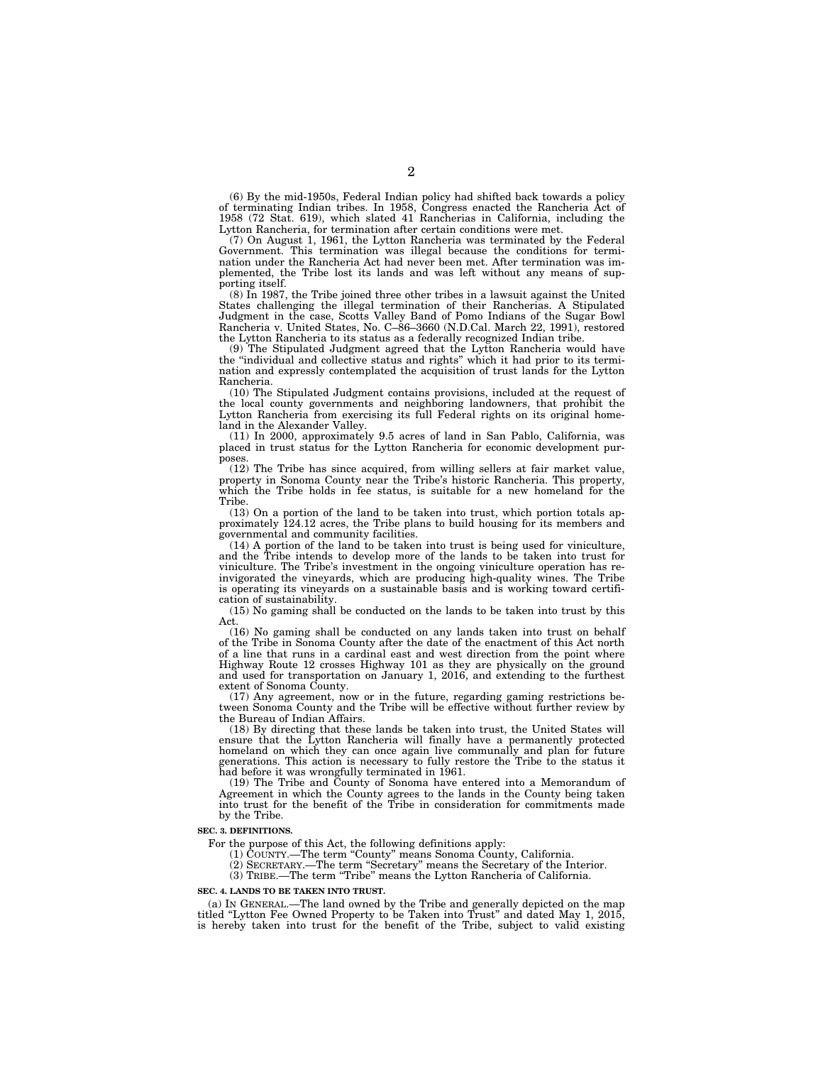(6) By the mid-1950s, Federal Indian policy had shifted back towards a policy of terminating Indian tribes. In 1958, Congress enacted the Rancheria Act of 1958 (72 Stat. 619), which slated 41 Rancherias in California, including the Lytton Rancheria, for termination after certain conditions were met.

(7) On August 1, 1961, the Lytton Rancheria was terminated by the Federal Government. This termination was illegal because the conditions for termination under the Rancheria Act had never been met. After termination was implemented, the Tribe lost its lands and was left without any means of supporting itself.

(8) In 1987, the Tribe joined three other tribes in a lawsuit against the United States challenging the illegal termination of their Rancherias. A Stipulated Judgment in the case, Scotts Valley Band of Pomo Indians of the Sugar Bowl Rancheria v. United States, No. C–86–3660 (N.D.Cal. March 22, 1991), restored the Lytton Rancheria to its status as a federally recognized Indian tribe.

(9) The Stipulated Judgment agreed that the Lytton Rancheria would have the "individual and collective status and rights" which it had prior to its termination and expressly contemplated the acquisition of trust lands for the Lytton Rancheria.

(10) The Stipulated Judgment contains provisions, included at the request of the local county governments and neighboring landowners, that prohibit the Lytton Rancheria from exercising its full Federal rights on its original homeland in the Alexander Valley.

(11) In 2000, approximately 9.5 acres of land in San Pablo, California, was placed in trust status for the Lytton Rancheria for economic development purposes.

(12) The Tribe has since acquired, from willing sellers at fair market value, property in Sonoma County near the Tribe's historic Rancheria. This property, which the Tribe holds in fee status, is suitable for a new homeland for the Tribe.

(13) On a portion of the land to be taken into trust, which portion totals approximately 124.12 acres, the Tribe plans to build housing for its members and governmental and community facilities.

(14) A portion of the land to be taken into trust is being used for viniculture, and the Tribe intends to develop more of the lands to be taken into trust for viniculture. The Tribe's investment in the ongoing viniculture operation has reinvigorated the vineyards, which are producing high-quality wines. The Tribe is operating its vineyards on a sustainable basis and is working toward certification of sustainability.

(15) No gaming shall be conducted on the lands to be taken into trust by this Act.

(16) No gaming shall be conducted on any lands taken into trust on behalf of the Tribe in Sonoma County after the date of the enactment of this Act north of a line that runs in a cardinal east and west direction from the point where Highway Route 12 crosses Highway 101 as they are physically on the ground and used for transportation on January 1, 2016, and extending to the furthest extent of Sonoma County.

(17) Any agreement, now or in the future, regarding gaming restrictions between Sonoma County and the Tribe will be effective without further review by the Bureau of Indian Affairs.

(18) By directing that these lands be taken into trust, the United States will ensure that the Lytton Rancheria will finally have a permanently protected homeland on which they can once again live communally and plan for future generations. This action is necessary to fully restore the Tribe to the status it had before it was wrongfully terminated in 1961.

(19) The Tribe and County of Sonoma have entered into a Memorandum of Agreement in which the County agrees to the lands in the County being taken into trust for the benefit of the Tribe in consideration for commitments made by the Tribe.

**SEC. 3. DEFINITIONS.**

For the purpose of this Act, the following definitions apply:

(1) COUNTY.—The term "County" means Sonoma County, California.

(2) SECRETARY.—The term "Secretary" means the Secretary of the Interior.

(3) TRIBE.—The term "Tribe" means the Lytton Rancheria of California.

**SEC. 4. LANDS TO BE TAKEN INTO TRUST.**

(a) IN GENERAL.—The land owned by the Tribe and generally depicted on the map titled "Lytton Fee Owned Property to be Taken into Trust" and dated May 1, 2015, is hereby taken into trust for the benefit of the Tribe, subject to valid existing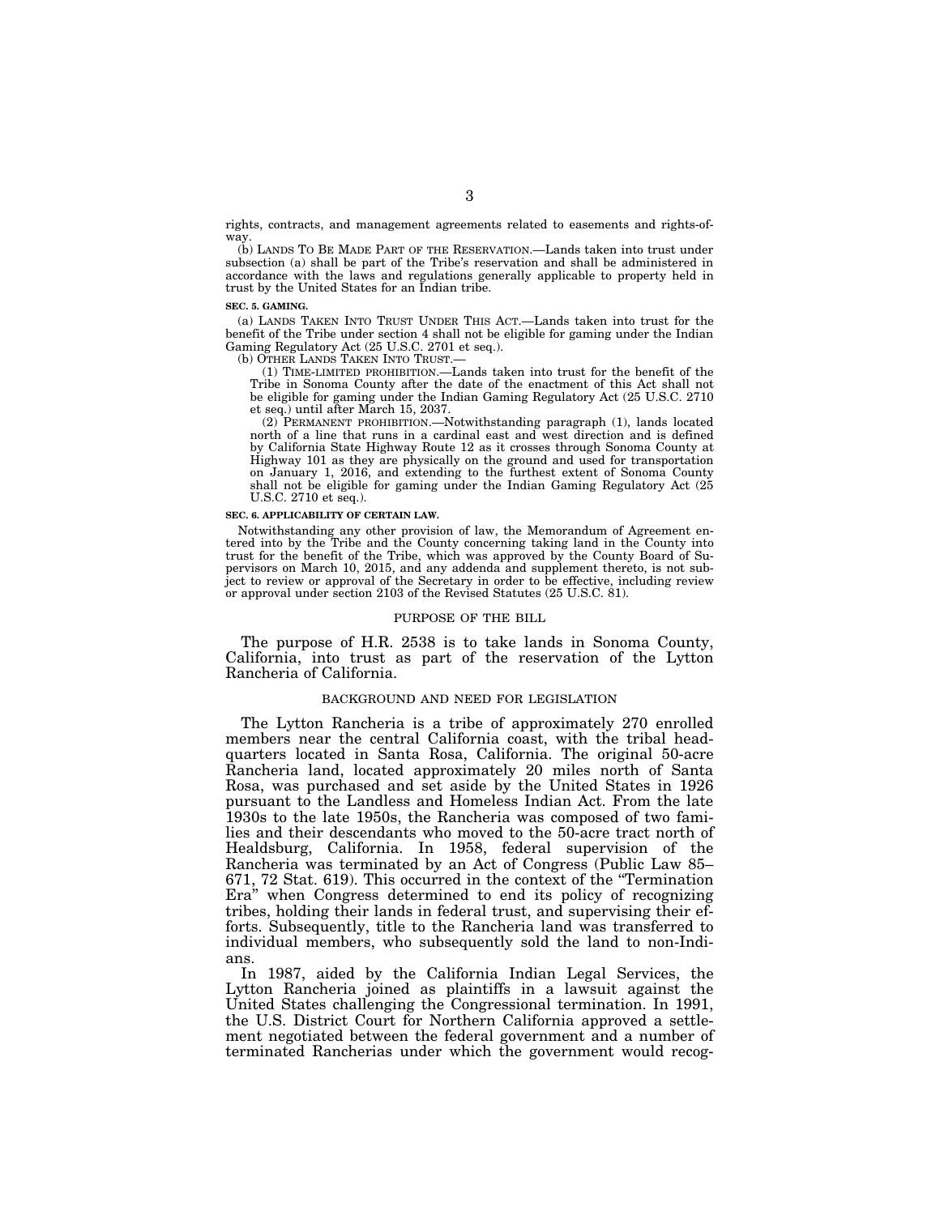rights, contracts, and management agreements related to easements and rights-of-way.

(b) LANDS TO BE MADE PART OF THE RESERVATION.—Lands taken into trust under subsection (a) shall be part of the Tribe's reservation and shall be administered in accordance with the laws and regulations generally applicable to property held in trust by the United States for an Indian tribe.

**SEC. 5. GAMING.**

(a) LANDS TAKEN INTO TRUST UNDER THIS ACT.—Lands taken into trust for the benefit of the Tribe under section 4 shall not be eligible for gaming under the Indian Gaming Regulatory Act (25 U.S.C. 2701 et seq.).

(b) OTHER LANDS TAKEN INTO TRUST.—

(1) TIME-LIMITED PROHIBITION.—Lands taken into trust for the benefit of the Tribe in Sonoma County after the date of the enactment of this Act shall not be eligible for gaming under the Indian Gaming Regulatory Act (25 U.S.C. 2710 et seq.) until after March 15, 2037.

(2) PERMANENT PROHIBITION.—Notwithstanding paragraph (1), lands located north of a line that runs in a cardinal east and west direction and is defined by California State Highway Route 12 as it crosses through Sonoma County at Highway 101 as they are physically on the ground and used for transportation on January 1, 2016, and extending to the furthest extent of Sonoma County shall not be eligible for gaming under the Indian Gaming Regulatory Act (25 U.S.C. 2710 et seq.).

**SEC. 6. APPLICABILITY OF CERTAIN LAW.**

Notwithstanding any other provision of law, the Memorandum of Agreement entered into by the Tribe and the County concerning taking land in the County into trust for the benefit of the Tribe, which was approved by the County Board of Supervisors on March 10, 2015, and any addenda and supplement thereto, is not subject to review or approval of the Secretary in order to be effective, including review or approval under section 2103 of the Revised Statutes (25 U.S.C. 81).

## PURPOSE OF THE BILL

The purpose of H.R. 2538 is to take lands in Sonoma County, California, into trust as part of the reservation of the Lytton Rancheria of California.

## BACKGROUND AND NEED FOR LEGISLATION

The Lytton Rancheria is a tribe of approximately 270 enrolled members near the central California coast, with the tribal headquarters located in Santa Rosa, California. The original 50-acre Rancheria land, located approximately 20 miles north of Santa Rosa, was purchased and set aside by the United States in 1926 pursuant to the Landless and Homeless Indian Act. From the late 1930s to the late 1950s, the Rancheria was composed of two families and their descendants who moved to the 50-acre tract north of Healdsburg, California. In 1958, federal supervision of the Rancheria was terminated by an Act of Congress (Public Law 85–671, 72 Stat. 619). This occurred in the context of the "Termination Era" when Congress determined to end its policy of recognizing tribes, holding their lands in federal trust, and supervising their efforts. Subsequently, title to the Rancheria land was transferred to individual members, who subsequently sold the land to non-Indians.

In 1987, aided by the California Indian Legal Services, the Lytton Rancheria joined as plaintiffs in a lawsuit against the United States challenging the Congressional termination. In 1991, the U.S. District Court for Northern California approved a settlement negotiated between the federal government and a number of terminated Rancherias under which the government would recog-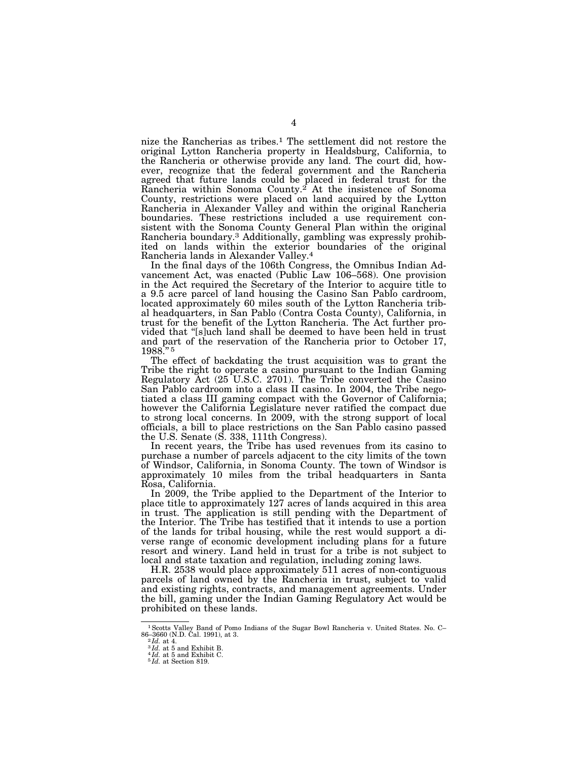nize the Rancherias as tribes.[1] The settlement did not restore the original Lytton Rancheria property in Healdsburg, California, to the Rancheria or otherwise provide any land. The court did, however, recognize that the federal government and the Rancheria agreed that future lands could be placed in federal trust for the Rancheria within Sonoma County.[2] At the insistence of Sonoma County, restrictions were placed on land acquired by the Lytton Rancheria in Alexander Valley and within the original Rancheria boundaries. These restrictions included a use requirement consistent with the Sonoma County General Plan within the original Rancheria boundary.[3] Additionally, gambling was expressly prohibited on lands within the exterior boundaries of the original Rancheria lands in Alexander Valley.[4]

In the final days of the 106th Congress, the Omnibus Indian Advancement Act, was enacted (Public Law 106–568). One provision in the Act required the Secretary of the Interior to acquire title to a 9.5 acre parcel of land housing the Casino San Pablo cardroom, located approximately 60 miles south of the Lytton Rancheria tribal headquarters, in San Pablo (Contra Costa County), California, in trust for the benefit of the Lytton Rancheria. The Act further provided that "[s]uch land shall be deemed to have been held in trust and part of the reservation of the Rancheria prior to October 17, 1988."[5]

The effect of backdating the trust acquisition was to grant the Tribe the right to operate a casino pursuant to the Indian Gaming Regulatory Act (25 U.S.C. 2701). The Tribe converted the Casino San Pablo cardroom into a class II casino. In 2004, the Tribe negotiated a class III gaming compact with the Governor of California; however the California Legislature never ratified the compact due to strong local concerns. In 2009, with the strong support of local officials, a bill to place restrictions on the San Pablo casino passed the U.S. Senate (S. 338, 111th Congress).

In recent years, the Tribe has used revenues from its casino to purchase a number of parcels adjacent to the city limits of the town of Windsor, California, in Sonoma County. The town of Windsor is approximately 10 miles from the tribal headquarters in Santa Rosa, California.

In 2009, the Tribe applied to the Department of the Interior to place title to approximately 127 acres of lands acquired in this area in trust. The application is still pending with the Department of the Interior. The Tribe has testified that it intends to use a portion of the lands for tribal housing, while the rest would support a diverse range of economic development including plans for a future resort and winery. Land held in trust for a tribe is not subject to local and state taxation and regulation, including zoning laws.

H.R. 2538 would place approximately 511 acres of non-contiguous parcels of land owned by the Rancheria in trust, subject to valid and existing rights, contracts, and management agreements. Under the bill, gaming under the Indian Gaming Regulatory Act would be prohibited on these lands.

---

[1] Scotts Valley Band of Pomo Indians of the Sugar Bowl Rancheria v. United States. No. C–86–3660 (N.D. Cal. 1991), at 3.

[2] *Id.* at 4.

[3] *Id.* at 5 and Exhibit B.

[4] *Id.* at 5 and Exhibit C.

[5] *Id.* at Section 819.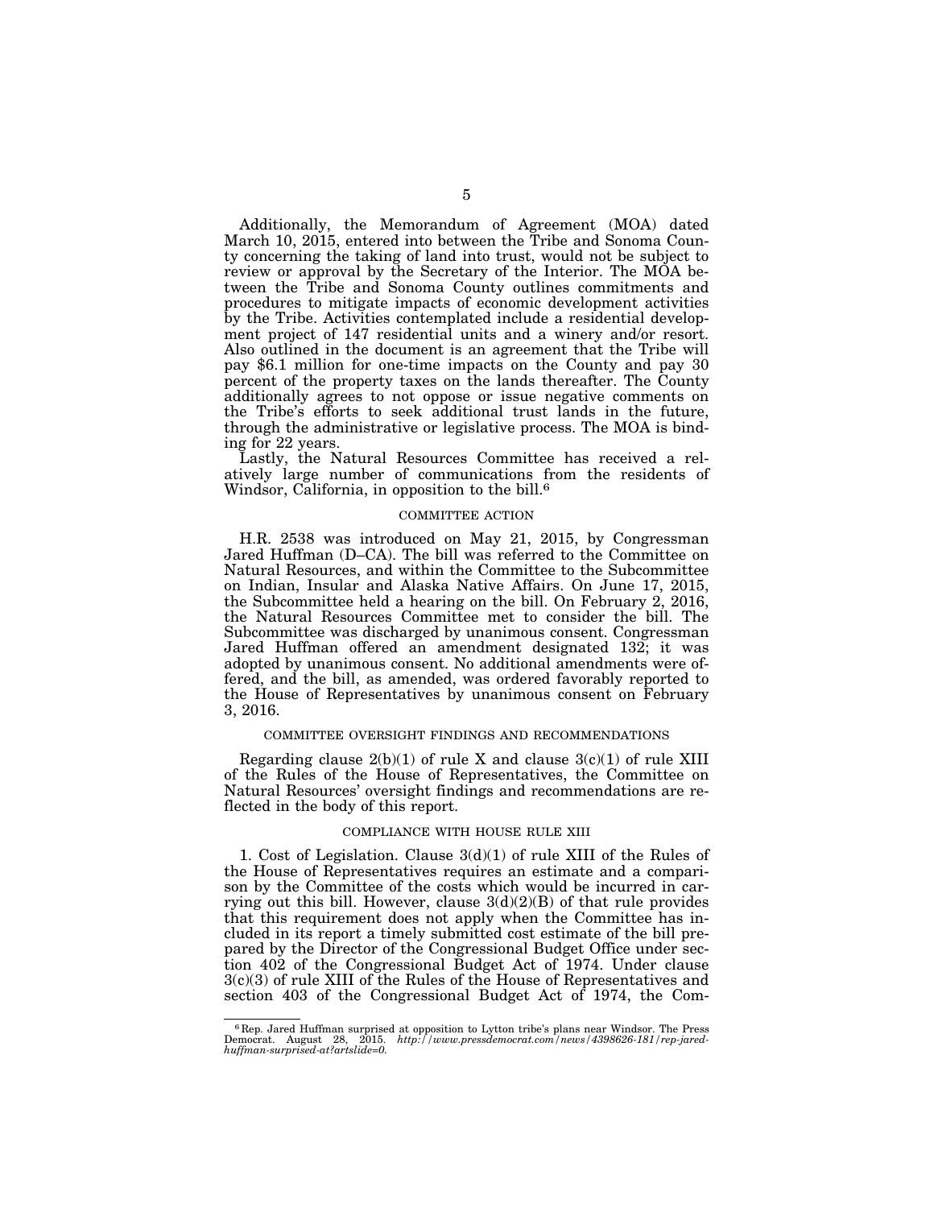Additionally, the Memorandum of Agreement (MOA) dated March 10, 2015, entered into between the Tribe and Sonoma County concerning the taking of land into trust, would not be subject to review or approval by the Secretary of the Interior. The MOA between the Tribe and Sonoma County outlines commitments and procedures to mitigate impacts of economic development activities by the Tribe. Activities contemplated include a residential development project of 147 residential units and a winery and/or resort. Also outlined in the document is an agreement that the Tribe will pay $6.1 million for one-time impacts on the County and pay 30 percent of the property taxes on the lands thereafter. The County additionally agrees to not oppose or issue negative comments on the Tribe's efforts to seek additional trust lands in the future, through the administrative or legislative process. The MOA is binding for 22 years.

Lastly, the Natural Resources Committee has received a relatively large number of communications from the residents of Windsor, California, in opposition to the bill.[6]

## COMMITTEE ACTION

H.R. 2538 was introduced on May 21, 2015, by Congressman Jared Huffman (D–CA). The bill was referred to the Committee on Natural Resources, and within the Committee to the Subcommittee on Indian, Insular and Alaska Native Affairs. On June 17, 2015, the Subcommittee held a hearing on the bill. On February 2, 2016, the Natural Resources Committee met to consider the bill. The Subcommittee was discharged by unanimous consent. Congressman Jared Huffman offered an amendment designated 132; it was adopted by unanimous consent. No additional amendments were offered, and the bill, as amended, was ordered favorably reported to the House of Representatives by unanimous consent on February 3, 2016.

## COMMITTEE OVERSIGHT FINDINGS AND RECOMMENDATIONS

Regarding clause 2(b)(1) of rule X and clause 3(c)(1) of rule XIII of the Rules of the House of Representatives, the Committee on Natural Resources' oversight findings and recommendations are reflected in the body of this report.

## COMPLIANCE WITH HOUSE RULE XIII

1. Cost of Legislation. Clause 3(d)(1) of rule XIII of the Rules of the House of Representatives requires an estimate and a comparison by the Committee of the costs which would be incurred in carrying out this bill. However, clause 3(d)(2)(B) of that rule provides that this requirement does not apply when the Committee has included in its report a timely submitted cost estimate of the bill prepared by the Director of the Congressional Budget Office under section 402 of the Congressional Budget Act of 1974. Under clause 3(c)(3) of rule XIII of the Rules of the House of Representatives and section 403 of the Congressional Budget Act of 1974, the Com-

---

[6] Rep. Jared Huffman surprised at opposition to Lytton tribe's plans near Windsor. The Press Democrat. August 28, 2015. *http://www.pressdemocrat.com/news/4398626-181/rep-jared-huffman-surprised-at?artslide=0.*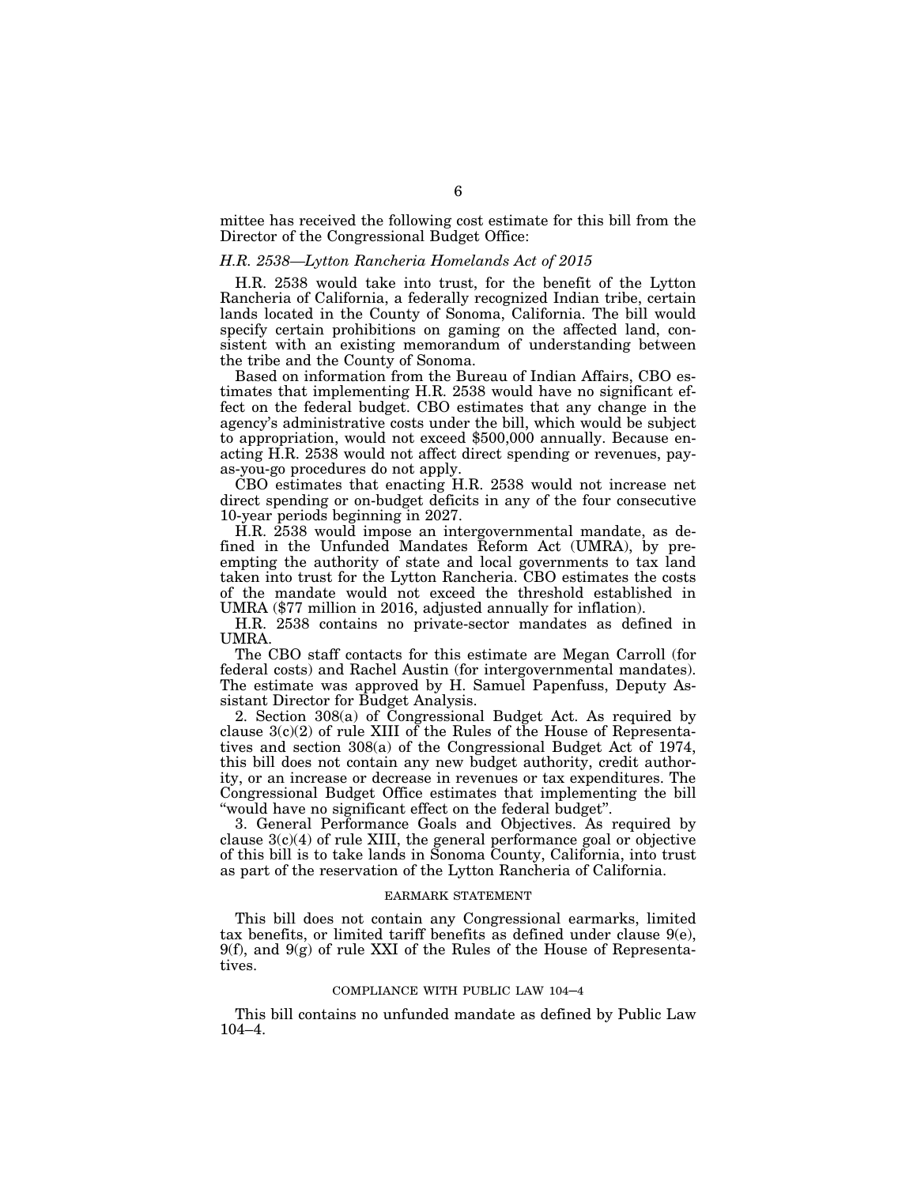mittee has received the following cost estimate for this bill from the Director of the Congressional Budget Office:

*H.R. 2538—Lytton Rancheria Homelands Act of 2015*

H.R. 2538 would take into trust, for the benefit of the Lytton Rancheria of California, a federally recognized Indian tribe, certain lands located in the County of Sonoma, California. The bill would specify certain prohibitions on gaming on the affected land, consistent with an existing memorandum of understanding between the tribe and the County of Sonoma.

Based on information from the Bureau of Indian Affairs, CBO estimates that implementing H.R. 2538 would have no significant effect on the federal budget. CBO estimates that any change in the agency's administrative costs under the bill, which would be subject to appropriation, would not exceed $500,000 annually. Because enacting H.R. 2538 would not affect direct spending or revenues, pay-as-you-go procedures do not apply.

CBO estimates that enacting H.R. 2538 would not increase net direct spending or on-budget deficits in any of the four consecutive 10-year periods beginning in 2027.

H.R. 2538 would impose an intergovernmental mandate, as defined in the Unfunded Mandates Reform Act (UMRA), by preempting the authority of state and local governments to tax land taken into trust for the Lytton Rancheria. CBO estimates the costs of the mandate would not exceed the threshold established in UMRA ($77 million in 2016, adjusted annually for inflation).

H.R. 2538 contains no private-sector mandates as defined in UMRA.

The CBO staff contacts for this estimate are Megan Carroll (for federal costs) and Rachel Austin (for intergovernmental mandates). The estimate was approved by H. Samuel Papenfuss, Deputy Assistant Director for Budget Analysis.

2. Section 308(a) of Congressional Budget Act. As required by clause 3(c)(2) of rule XIII of the Rules of the House of Representatives and section 308(a) of the Congressional Budget Act of 1974, this bill does not contain any new budget authority, credit authority, or an increase or decrease in revenues or tax expenditures. The Congressional Budget Office estimates that implementing the bill "would have no significant effect on the federal budget".

3. General Performance Goals and Objectives. As required by clause 3(c)(4) of rule XIII, the general performance goal or objective of this bill is to take lands in Sonoma County, California, into trust as part of the reservation of the Lytton Rancheria of California.

## EARMARK STATEMENT

This bill does not contain any Congressional earmarks, limited tax benefits, or limited tariff benefits as defined under clause 9(e), 9(f), and 9(g) of rule XXI of the Rules of the House of Representatives.

## COMPLIANCE WITH PUBLIC LAW 104–4

This bill contains no unfunded mandate as defined by Public Law 104–4.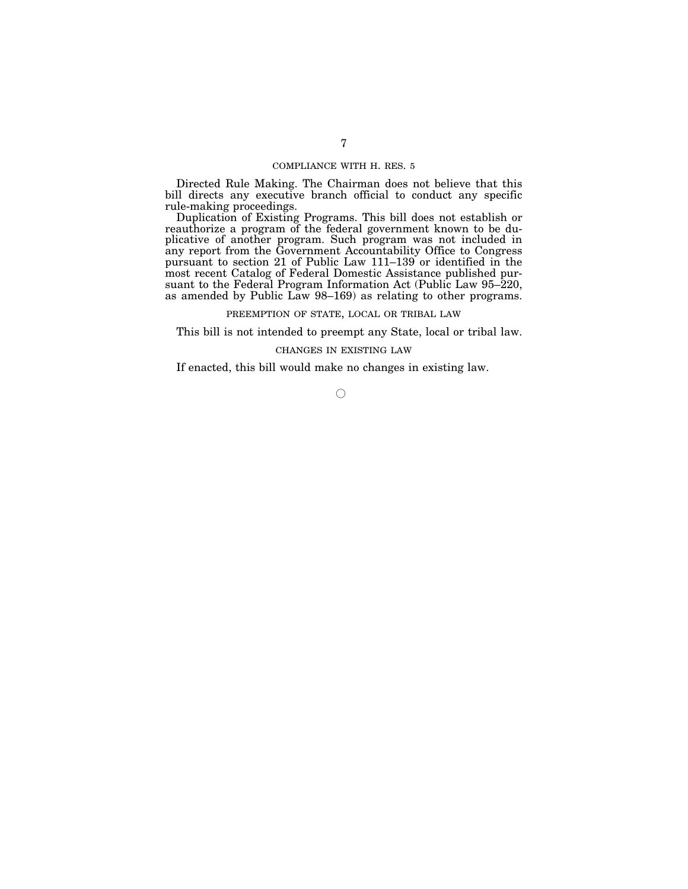## COMPLIANCE WITH H. RES. 5

Directed Rule Making. The Chairman does not believe that this bill directs any executive branch official to conduct any specific rule-making proceedings.

Duplication of Existing Programs. This bill does not establish or reauthorize a program of the federal government known to be duplicative of another program. Such program was not included in any report from the Government Accountability Office to Congress pursuant to section 21 of Public Law 111–139 or identified in the most recent Catalog of Federal Domestic Assistance published pursuant to the Federal Program Information Act (Public Law 95–220, as amended by Public Law 98–169) as relating to other programs.

## PREEMPTION OF STATE, LOCAL OR TRIBAL LAW

This bill is not intended to preempt any State, local or tribal law.

## CHANGES IN EXISTING LAW

If enacted, this bill would make no changes in existing law.

○